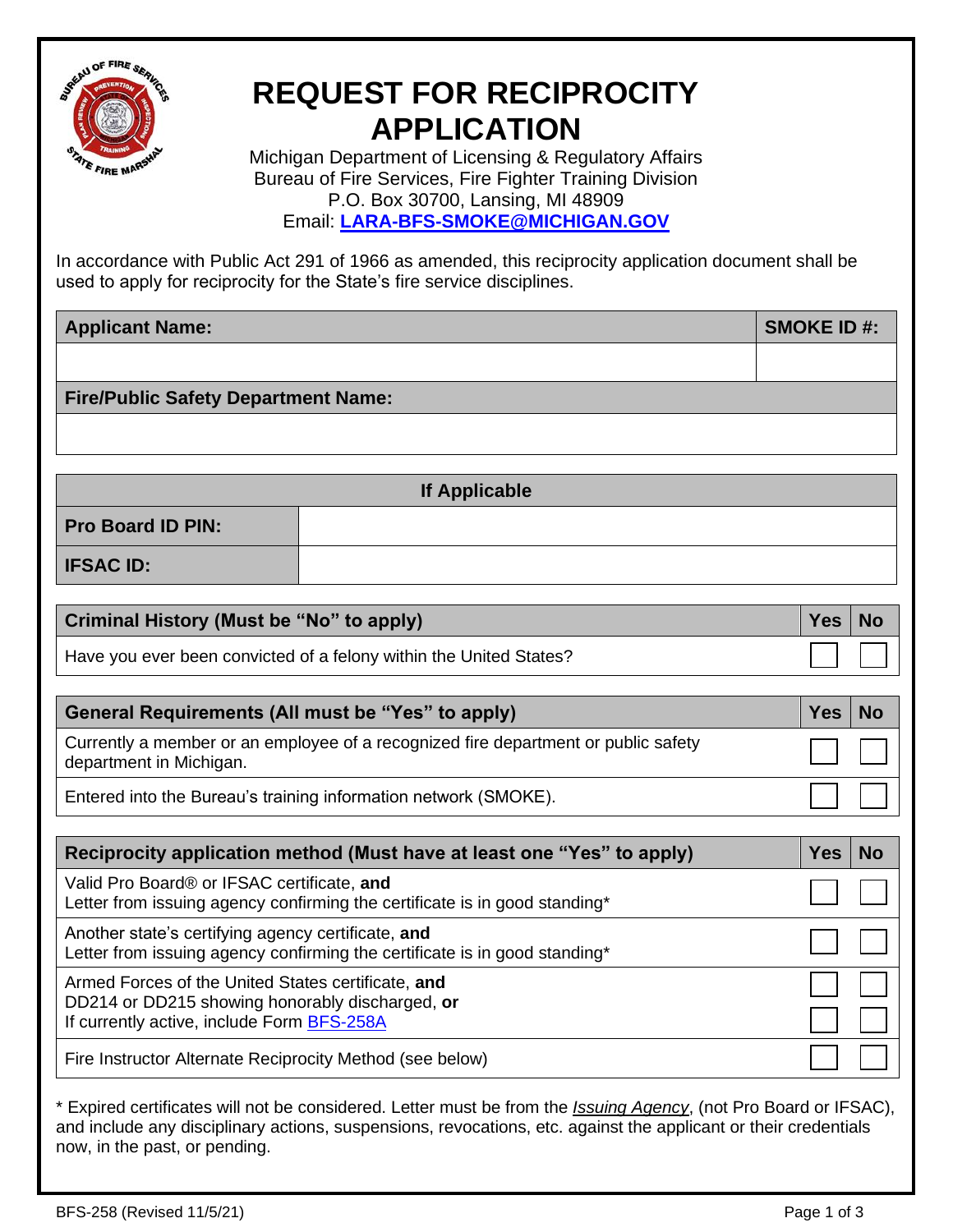# REQUEST FOR RECIPROCITY APPLICATION

Michigan Department of Licensing & Regulatory Affairs
Bureau of Fire Services, Fire Fighter Training Division
P.O. Box 30700, Lansing, MI 48909
Email: **LARA-BFS-SMOKE@MICHIGAN.GOV**

In accordance with Public Act 291 of 1966 as amended, this reciprocity application document shall be used to apply for reciprocity for the State's fire service disciplines.

| **Applicant Name:** | **SMOKE ID #:** |
|---|---|
| | |
| **Fire/Public Safety Department Name:** | |
| | |

| **If Applicable** | |
|---|---|
| **Pro Board ID PIN:** | |
| **IFSAC ID:** | |

| **Criminal History (Must be "No" to apply)** | **Yes** | **No** |
|---|---|---|
| Have you ever been convicted of a felony within the United States? | ☐ | ☐ |

| **General Requirements (All must be "Yes" to apply)** | **Yes** | **No** |
|---|---|---|
| Currently a member or an employee of a recognized fire department or public safety department in Michigan. | ☐ | ☐ |
| Entered into the Bureau's training information network (SMOKE). | ☐ | ☐ |

| **Reciprocity application method (Must have at least one "Yes" to apply)** | **Yes** | **No** |
|---|---|---|
| Valid Pro Board® or IFSAC certificate, **and**<br>Letter from issuing agency confirming the certificate is in good standing* | ☐ | ☐ |
| Another state's certifying agency certificate, **and**<br>Letter from issuing agency confirming the certificate is in good standing* | ☐ | ☐ |
| Armed Forces of the United States certificate, **and**<br>DD214 or DD215 showing honorably discharged, **or** | ☐ | ☐ |
| If currently active, include Form BFS-258A | ☐ | ☐ |
| Fire Instructor Alternate Reciprocity Method (see below) | ☐ | ☐ |

* Expired certificates will not be considered. Letter must be from the ***Issuing Agency***, (not Pro Board or IFSAC), and include any disciplinary actions, suspensions, revocations, etc. against the applicant or their credentials now, in the past, or pending.

BFS-258 (Revised 11/5/21)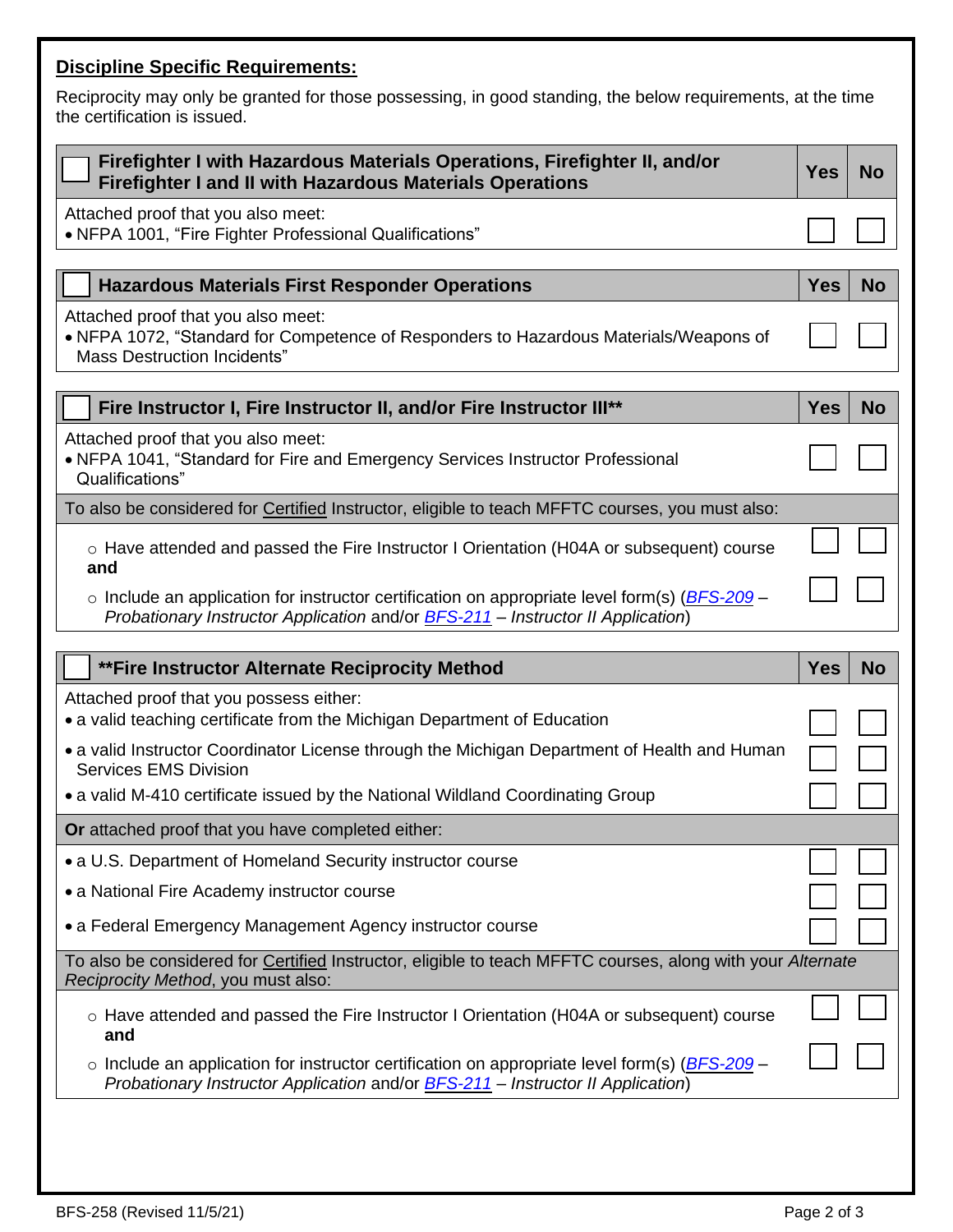**Discipline Specific Requirements:**

Reciprocity may only be granted for those possessing, in good standing, the below requirements, at the time the certification is issued.

| ☐ Firefighter I with Hazardous Materials Operations, Firefighter II, and/or Firefighter I and II with Hazardous Materials Operations | Yes | No |
|---|---|---|
| Attached proof that you also meet:<br>• NFPA 1001, "Fire Fighter Professional Qualifications" | ☐ | ☐ |

| ☐ Hazardous Materials First Responder Operations | Yes | No |
|---|---|---|
| Attached proof that you also meet:<br>• NFPA 1072, "Standard for Competence of Responders to Hazardous Materials/Weapons of Mass Destruction Incidents" | ☐ | ☐ |

| ☐ Fire Instructor I, Fire Instructor II, and/or Fire Instructor III** | Yes | No |
|---|---|---|
| Attached proof that you also meet:<br>• NFPA 1041, "Standard for Fire and Emergency Services Instructor Professional Qualifications" | ☐ | ☐ |
| To also be considered for Certified Instructor, eligible to teach MFFTC courses, you must also: | | |
| ○ Have attended and passed the Fire Instructor I Orientation (H04A or subsequent) course **and** | ☐ | ☐ |
| ○ Include an application for instructor certification on appropriate level form(s) (*BFS-209 – Probationary Instructor Application* and/or *BFS-211 – Instructor II Application*) | ☐ | ☐ |

| ☐ **Fire Instructor Alternate Reciprocity Method | Yes | No |
|---|---|---|
| Attached proof that you possess either: | | |
| • a valid teaching certificate from the Michigan Department of Education | ☐ | ☐ |
| • a valid Instructor Coordinator License through the Michigan Department of Health and Human Services EMS Division | ☐ | ☐ |
| • a valid M-410 certificate issued by the National Wildland Coordinating Group | ☐ | ☐ |
| **Or** attached proof that you have completed either: | | |
| • a U.S. Department of Homeland Security instructor course | ☐ | ☐ |
| • a National Fire Academy instructor course | ☐ | ☐ |
| • a Federal Emergency Management Agency instructor course | ☐ | ☐ |
| To also be considered for Certified Instructor, eligible to teach MFFTC courses, along with your *Alternate Reciprocity Method*, you must also: | | |
| ○ Have attended and passed the Fire Instructor I Orientation (H04A or subsequent) course **and** | ☐ | ☐ |
| ○ Include an application for instructor certification on appropriate level form(s) (*BFS-209 – Probationary Instructor Application* and/or *BFS-211 – Instructor II Application*) | ☐ | ☐ |

BFS-258 (Revised 11/5/21)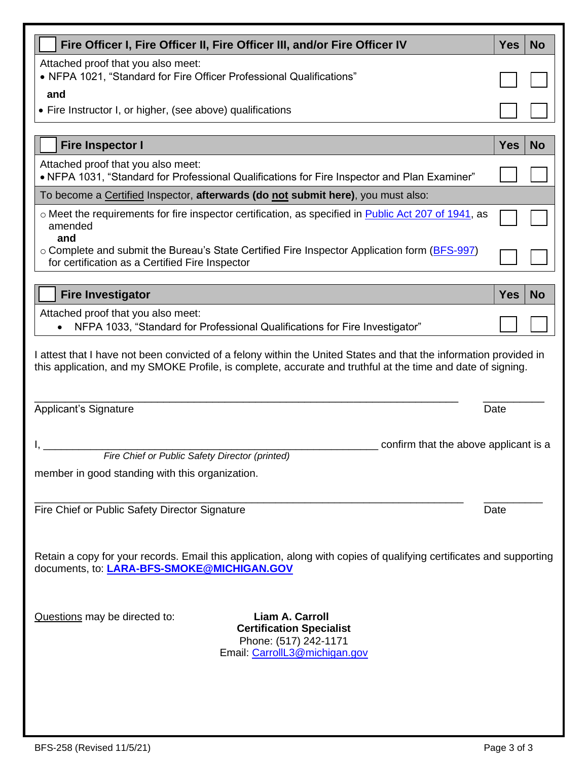| ☐ Fire Officer I, Fire Officer II, Fire Officer III, and/or Fire Officer IV | Yes | No |
|---|---|---|
| Attached proof that you also meet:<br>• NFPA 1021, "Standard for Fire Officer Professional Qualifications"<br>**and** | ☐ | ☐ |
| • Fire Instructor I, or higher, (see above) qualifications | ☐ | ☐ |

| ☐ Fire Inspector I | Yes | No |
|---|---|---|
| Attached proof that you also meet:<br>• NFPA 1031, "Standard for Professional Qualifications for Fire Inspector and Plan Examiner" | ☐ | ☐ |
| To become a Certified Inspector, **afterwards (do not submit here)**, you must also: | | |
| ○ Meet the requirements for fire inspector certification, as specified in Public Act 207 of 1941, as amended<br>**and** | ☐ | ☐ |
| ○ Complete and submit the Bureau's State Certified Fire Inspector Application form (BFS-997) for certification as a Certified Fire Inspector | ☐ | ☐ |

| ☐ Fire Investigator | Yes | No |
|---|---|---|
| Attached proof that you also meet:<br>• NFPA 1033, "Standard for Professional Qualifications for Fire Investigator" | ☐ | ☐ |

I attest that I have not been convicted of a felony within the United States and that the information provided in this application, and my SMOKE Profile, is complete, accurate and truthful at the time and date of signing.

_______________________________________________ ____________

Applicant's Signature Date

I, _______________________________________________ confirm that the above applicant is a

*Fire Chief or Public Safety Director (printed)*

member in good standing with this organization.

_______________________________________________ ____________

Fire Chief or Public Safety Director Signature Date

Retain a copy for your records. Email this application, along with copies of qualifying certificates and supporting documents, to: **LARA-BFS-SMOKE@MICHIGAN.GOV**

Questions may be directed to:

**Liam A. Carroll**
**Certification Specialist**
Phone: (517) 242-1171
Email: CarrollL3@michigan.gov

BFS-258 (Revised 11/5/21)